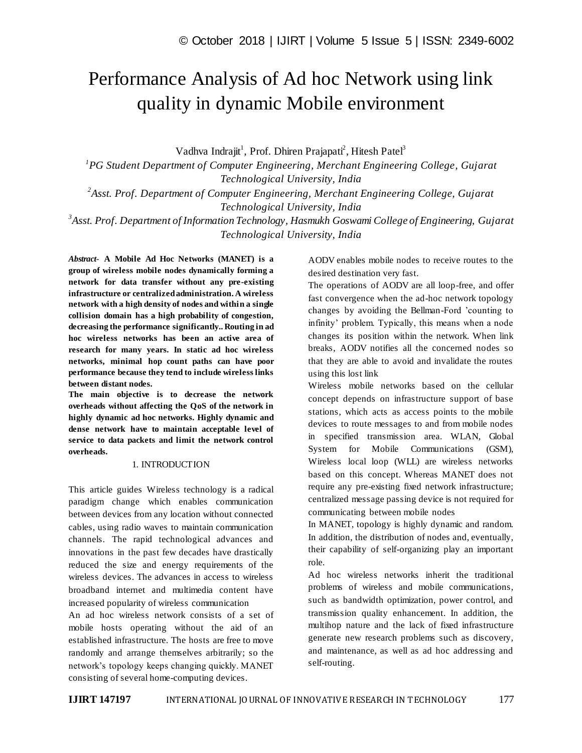# Performance Analysis of Ad hoc Network using link quality in dynamic Mobile environment

Vadhva Indrajit[1], Prof. Dhiren Prajapati[2], Hitesh Patel[3]

[1]*PG Student Department of Computer Engineering, Merchant Engineering College, Gujarat Technological University, India*

[2]*Asst. Prof. Department of Computer Engineering, Merchant Engineering College, Gujarat Technological University, India*

[3]*Asst. Prof. Department of Information Technology, Hasmukh Goswami College of Engineering, Gujarat Technological University, India*

***Abstract-*** **A Mobile Ad Hoc Networks (MANET) is a group of wireless mobile nodes dynamically forming a network for data transfer without any pre-existing infrastructure or centralized administration. A wireless network with a high density of nodes and within a single collision domain has a high probability of congestion, decreasing the performance significantly.. Routing in ad hoc wireless networks has been an active area of research for many years. In static ad hoc wireless networks, minimal hop count paths can have poor performance because they tend to include wireless links between distant nodes.**

**The main objective is to decrease the network overheads without affecting the QoS of the network in highly dynamic ad hoc networks. Highly dynamic and dense network have to maintain acceptable level of service to data packets and limit the network control overheads.**

## 1. INTRODUCTION

This article guides Wireless technology is a radical paradigm change which enables communication between devices from any location without connected cables, using radio waves to maintain communication channels. The rapid technological advances and innovations in the past few decades have drastically reduced the size and energy requirements of the wireless devices. The advances in access to wireless broadband internet and multimedia content have increased popularity of wireless communication

An ad hoc wireless network consists of a set of mobile hosts operating without the aid of an established infrastructure. The hosts are free to move randomly and arrange themselves arbitrarily; so the network's topology keeps changing quickly. MANET consisting of several home-computing devices.

AODV enables mobile nodes to receive routes to the desired destination very fast.

The operations of AODV are all loop-free, and offer fast convergence when the ad-hoc network topology changes by avoiding the Bellman-Ford 'counting to infinity' problem. Typically, this means when a node changes its position within the network. When link breaks, AODV notifies all the concerned nodes so that they are able to avoid and invalidate the routes using this lost link

Wireless mobile networks based on the cellular concept depends on infrastructure support of base stations, which acts as access points to the mobile devices to route messages to and from mobile nodes in specified transmission area. WLAN, Global System for Mobile Communications (GSM), Wireless local loop (WLL) are wireless networks based on this concept. Whereas MANET does not require any pre-existing fixed network infrastructure; centralized message passing device is not required for communicating between mobile nodes

In MANET, topology is highly dynamic and random. In addition, the distribution of nodes and, eventually, their capability of self-organizing play an important role.

Ad hoc wireless networks inherit the traditional problems of wireless and mobile communications, such as bandwidth optimization, power control, and transmission quality enhancement. In addition, the multihop nature and the lack of fixed infrastructure generate new research problems such as discovery, and maintenance, as well as ad hoc addressing and self-routing.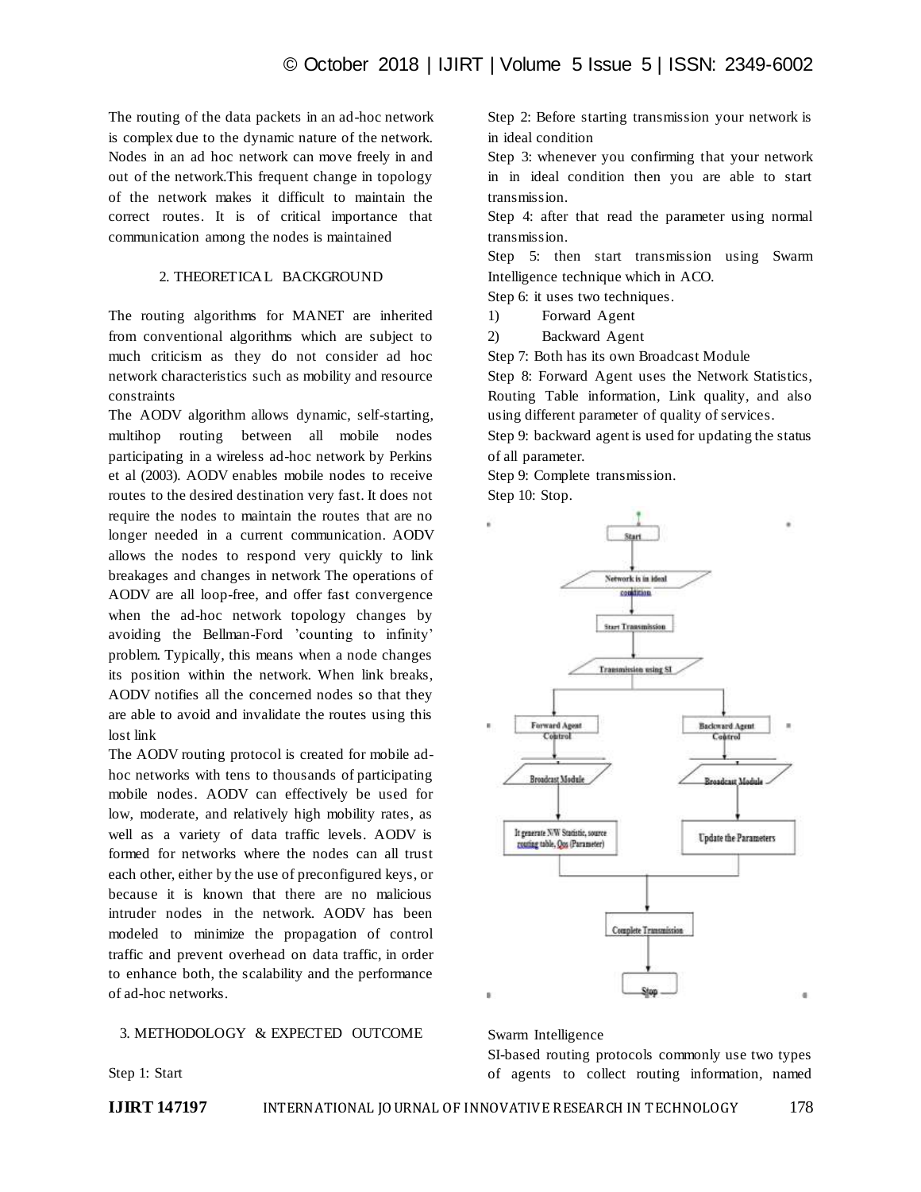The routing of the data packets in an ad-hoc network is complex due to the dynamic nature of the network. Nodes in an ad hoc network can move freely in and out of the network.This frequent change in topology of the network makes it difficult to maintain the correct routes. It is of critical importance that communication among the nodes is maintained

## 2. THEORETICAL BACKGROUND

The routing algorithms for MANET are inherited from conventional algorithms which are subject to much criticism as they do not consider ad hoc network characteristics such as mobility and resource constraints

The AODV algorithm allows dynamic, self-starting, multihop routing between all mobile nodes participating in a wireless ad-hoc network by Perkins et al (2003). AODV enables mobile nodes to receive routes to the desired destination very fast. It does not require the nodes to maintain the routes that are no longer needed in a current communication. AODV allows the nodes to respond very quickly to link breakages and changes in network The operations of AODV are all loop-free, and offer fast convergence when the ad-hoc network topology changes by avoiding the Bellman-Ford 'counting to infinity' problem. Typically, this means when a node changes its position within the network. When link breaks, AODV notifies all the concerned nodes so that they are able to avoid and invalidate the routes using this lost link

The AODV routing protocol is created for mobile ad-hoc networks with tens to thousands of participating mobile nodes. AODV can effectively be used for low, moderate, and relatively high mobility rates, as well as a variety of data traffic levels. AODV is formed for networks where the nodes can all trust each other, either by the use of preconfigured keys, or because it is known that there are no malicious intruder nodes in the network. AODV has been modeled to minimize the propagation of control traffic and prevent overhead on data traffic, in order to enhance both, the scalability and the performance of ad-hoc networks.

## 3. METHODOLOGY & EXPECTED OUTCOME

Step 1: Start

Step 2: Before starting transmission your network is in ideal condition

Step 3: whenever you confirming that your network in in ideal condition then you are able to start transmission.

Step 4: after that read the parameter using normal transmission.

Step 5: then start transmission using Swarm Intelligence technique which in ACO.

Step 6: it uses two techniques.

1) Forward Agent
2) Backward Agent

Step 7: Both has its own Broadcast Module

Step 8: Forward Agent uses the Network Statistics, Routing Table information, Link quality, and also using different parameter of quality of services.

Step 9: backward agent is used for updating the status of all parameter.

Step 9: Complete transmission.

Step 10: Stop.

Start → Network is in ideal condition → Start Transmission → Transmission using SI → Forward Agent Control / Backward Agent Control → Broadcast Module / Broadcast Module → It generate N/W Statistic, source routing table, Qos (Parameter) / Update the Parameters → Complete Transmission → Stop

### Swarm Intelligence

SI-based routing protocols commonly use two types of agents to collect routing information, named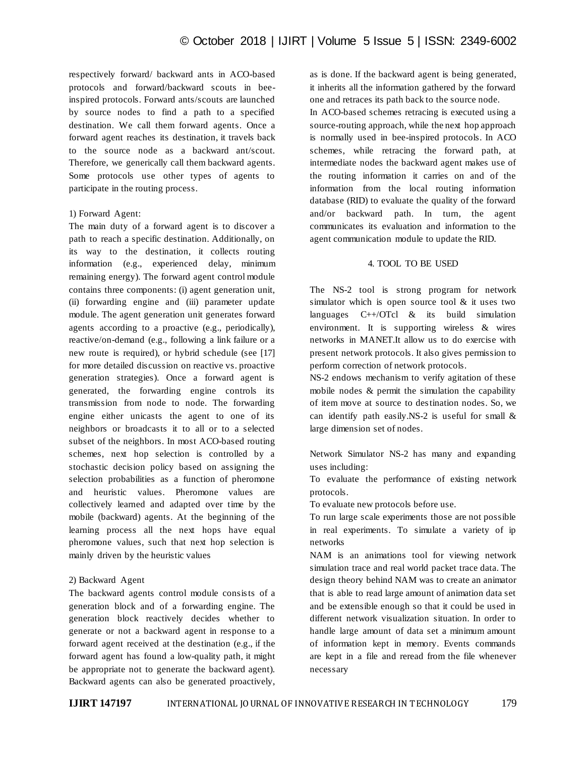respectively forward/ backward ants in ACO-based protocols and forward/backward scouts in bee-inspired protocols. Forward ants/scouts are launched by source nodes to find a path to a specified destination. We call them forward agents. Once a forward agent reaches its destination, it travels back to the source node as a backward ant/scout. Therefore, we generically call them backward agents. Some protocols use other types of agents to participate in the routing process.

1) Forward Agent:

The main duty of a forward agent is to discover a path to reach a specific destination. Additionally, on its way to the destination, it collects routing information (e.g., experienced delay, minimum remaining energy). The forward agent control module contains three components: (i) agent generation unit, (ii) forwarding engine and (iii) parameter update module. The agent generation unit generates forward agents according to a proactive (e.g., periodically), reactive/on-demand (e.g., following a link failure or a new route is required), or hybrid schedule (see [17] for more detailed discussion on reactive vs. proactive generation strategies). Once a forward agent is generated, the forwarding engine controls its transmission from node to node. The forwarding engine either unicasts the agent to one of its neighbors or broadcasts it to all or to a selected subset of the neighbors. In most ACO-based routing schemes, next hop selection is controlled by a stochastic decision policy based on assigning the selection probabilities as a function of pheromone and heuristic values. Pheromone values are collectively learned and adapted over time by the mobile (backward) agents. At the beginning of the learning process all the next hops have equal pheromone values, such that next hop selection is mainly driven by the heuristic values

2) Backward Agent

The backward agents control module consists of a generation block and of a forwarding engine. The generation block reactively decides whether to generate or not a backward agent in response to a forward agent received at the destination (e.g., if the forward agent has found a low-quality path, it might be appropriate not to generate the backward agent). Backward agents can also be generated proactively, as is done. If the backward agent is being generated, it inherits all the information gathered by the forward one and retraces its path back to the source node.

In ACO-based schemes retracing is executed using a source-routing approach, while the next hop approach is normally used in bee-inspired protocols. In ACO schemes, while retracing the forward path, at intermediate nodes the backward agent makes use of the routing information it carries on and of the information from the local routing information database (RID) to evaluate the quality of the forward and/or backward path. In turn, the agent communicates its evaluation and information to the agent communication module to update the RID.

## 4. TOOL TO BE USED

The NS-2 tool is strong program for network simulator which is open source tool & it uses two languages C++/OTcl & its build simulation environment. It is supporting wireless & wires networks in MANET.It allow us to do exercise with present network protocols. It also gives permission to perform correction of network protocols.

NS-2 endows mechanism to verify agitation of these mobile nodes & permit the simulation the capability of item move at source to destination nodes. So, we can identify path easily.NS-2 is useful for small & large dimension set of nodes.

Network Simulator NS-2 has many and expanding uses including:

To evaluate the performance of existing network protocols.

To evaluate new protocols before use.

To run large scale experiments those are not possible in real experiments. To simulate a variety of ip networks

NAM is an animations tool for viewing network simulation trace and real world packet trace data. The design theory behind NAM was to create an animator that is able to read large amount of animation data set and be extensible enough so that it could be used in different network visualization situation. In order to handle large amount of data set a minimum amount of information kept in memory. Events commands are kept in a file and reread from the file whenever necessary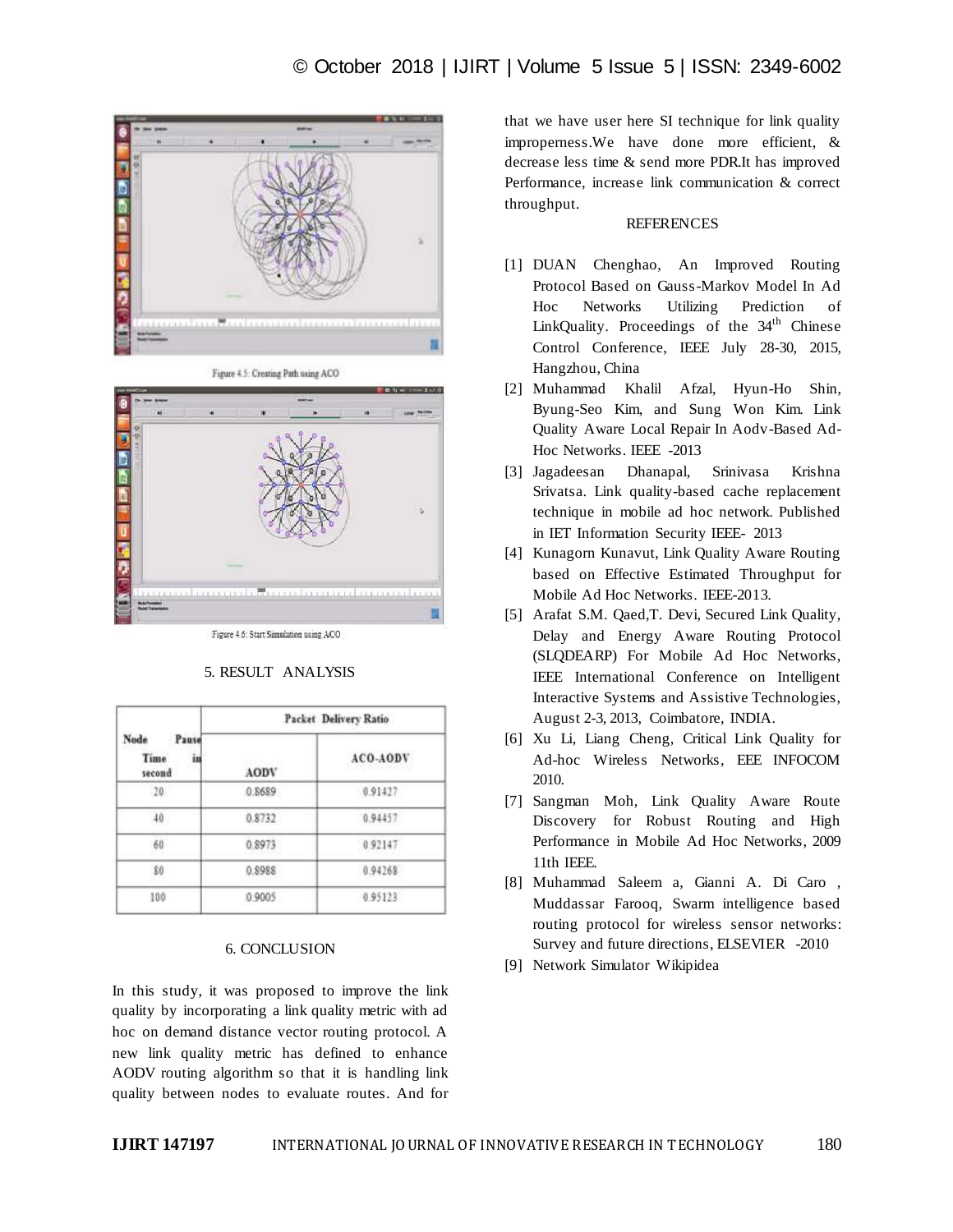Figure 4.5: Creating Path using ACO

Figure 4.6: Start Simulation using ACO

## 5. RESULT ANALYSIS

| Node Pause Time in second | Packet Delivery Ratio | |
|---|---|---|
| | AODV | ACO-AODV |
| 20 | 0.8689 | 0.91427 |
| 40 | 0.8732 | 0.94457 |
| 60 | 0.8973 | 0.92147 |
| 80 | 0.8988 | 0.94268 |
| 100 | 0.9005 | 0.95123 |

## 6. CONCLUSION

In this study, it was proposed to improve the link quality by incorporating a link quality metric with ad hoc on demand distance vector routing protocol. A new link quality metric has defined to enhance AODV routing algorithm so that it is handling link quality between nodes to evaluate routes. And for that we have user here SI technique for link quality improperness.We have done more efficient, & decrease less time & send more PDR.It has improved Performance, increase link communication & correct throughput.

## REFERENCES

[1] DUAN Chenghao, An Improved Routing Protocol Based on Gauss-Markov Model In Ad Hoc Networks Utilizing Prediction of LinkQuality. Proceedings of the 34th Chinese Control Conference, IEEE July 28-30, 2015, Hangzhou, China

[2] Muhammad Khalil Afzal, Hyun-Ho Shin, Byung-Seo Kim, and Sung Won Kim. Link Quality Aware Local Repair In Aodv-Based Ad-Hoc Networks. IEEE -2013

[3] Jagadeesan Dhanapal, Srinivasa Krishna Srivatsa. Link quality-based cache replacement technique in mobile ad hoc network. Published in IET Information Security IEEE- 2013

[4] Kunagorn Kunavut, Link Quality Aware Routing based on Effective Estimated Throughput for Mobile Ad Hoc Networks. IEEE-2013.

[5] Arafat S.M. Qaed,T. Devi, Secured Link Quality, Delay and Energy Aware Routing Protocol (SLQDEARP) For Mobile Ad Hoc Networks, IEEE International Conference on Intelligent Interactive Systems and Assistive Technologies, August 2-3, 2013, Coimbatore, INDIA.

[6] Xu Li, Liang Cheng, Critical Link Quality for Ad-hoc Wireless Networks, EEE INFOCOM 2010.

[7] Sangman Moh, Link Quality Aware Route Discovery for Robust Routing and High Performance in Mobile Ad Hoc Networks, 2009 11th IEEE.

[8] Muhammad Saleem a, Gianni A. Di Caro , Muddassar Farooq, Swarm intelligence based routing protocol for wireless sensor networks: Survey and future directions, ELSEVIER -2010

[9] Network Simulator Wikipidea